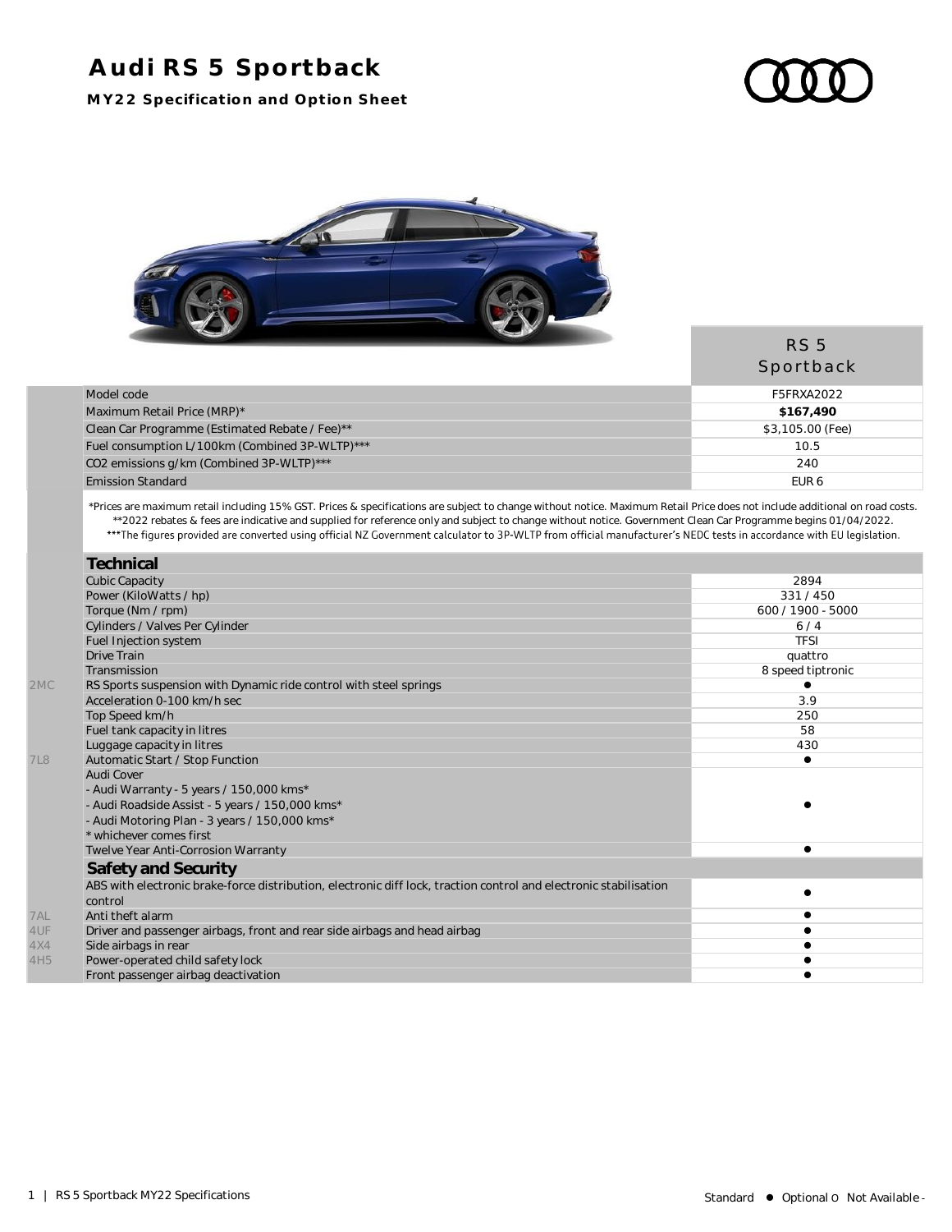# Audi RS 5 Sportback

**MY22 Specification and Option Sheet**

| | | RS 5 Sportback |
|---|---|---|
| | Model code | F5FRXA2022 |
| | Maximum Retail Price (MRP)* | **$167,490** |
| | Clean Car Programme (Estimated Rebate / Fee)** | $3,105.00 (Fee) |
| | Fuel consumption L/100km (Combined 3P-WLTP)*** | 10.5 |
| | $CO_2$ emissions g/km (Combined 3P-WLTP)*** | 240 |
| | Emission Standard | EUR 6 |

*Prices are maximum retail including 15% GST. Prices & specifications are subject to change without notice. Maximum Retail Price does not include additional on road costs.
**2022 rebates & fees are indicative and supplied for reference only and subject to change without notice. Government Clean Car Programme begins 01/04/2022.
***The figures provided are converted using official NZ Government calculator to 3P-WLTP from official manufacturer's NEDC tests in accordance with EU legislation.

| | **Technical** | |
|---|---|---|
| | Cubic Capacity | 2894 |
| | Power (KiloWatts / hp) | 331 / 450 |
| | Torque (Nm / rpm) | 600 / 1900 - 5000 |
| | Cylinders / Valves Per Cylinder | 6 / 4 |
| | Fuel Injection system | TFSI |
| | Drive Train | quattro |
| | Transmission | 8 speed tiptronic |
| 2MC | RS Sports suspension with Dynamic ride control with steel springs | ● |
| | Acceleration 0-100 km/h sec | 3.9 |
| | Top Speed km/h | 250 |
| | Fuel tank capacity in litres | 58 |
| | Luggage capacity in litres | 430 |
| 7L8 | Automatic Start / Stop Function | ● |
| | Audi Cover<br>- Audi Warranty - 5 years / 150,000 kms*<br>- Audi Roadside Assist - 5 years / 150,000 kms*<br>- Audi Motoring Plan - 3 years / 150,000 kms*<br>* whichever comes first | ● |
| | Twelve Year Anti-Corrosion Warranty | ● |
| | **Safety and Security** | |
| | ABS with electronic brake-force distribution, electronic diff lock, traction control and electronic stabilisation control | ● |
| 7AL | Anti theft alarm | ● |
| 4UF | Driver and passenger airbags, front and rear side airbags and head airbag | ● |
| 4X4 | Side airbags in rear | ● |
| 4H5 | Power-operated child safety lock | ● |
| | Front passenger airbag deactivation | ● |

Standard ● Optional o Not Available -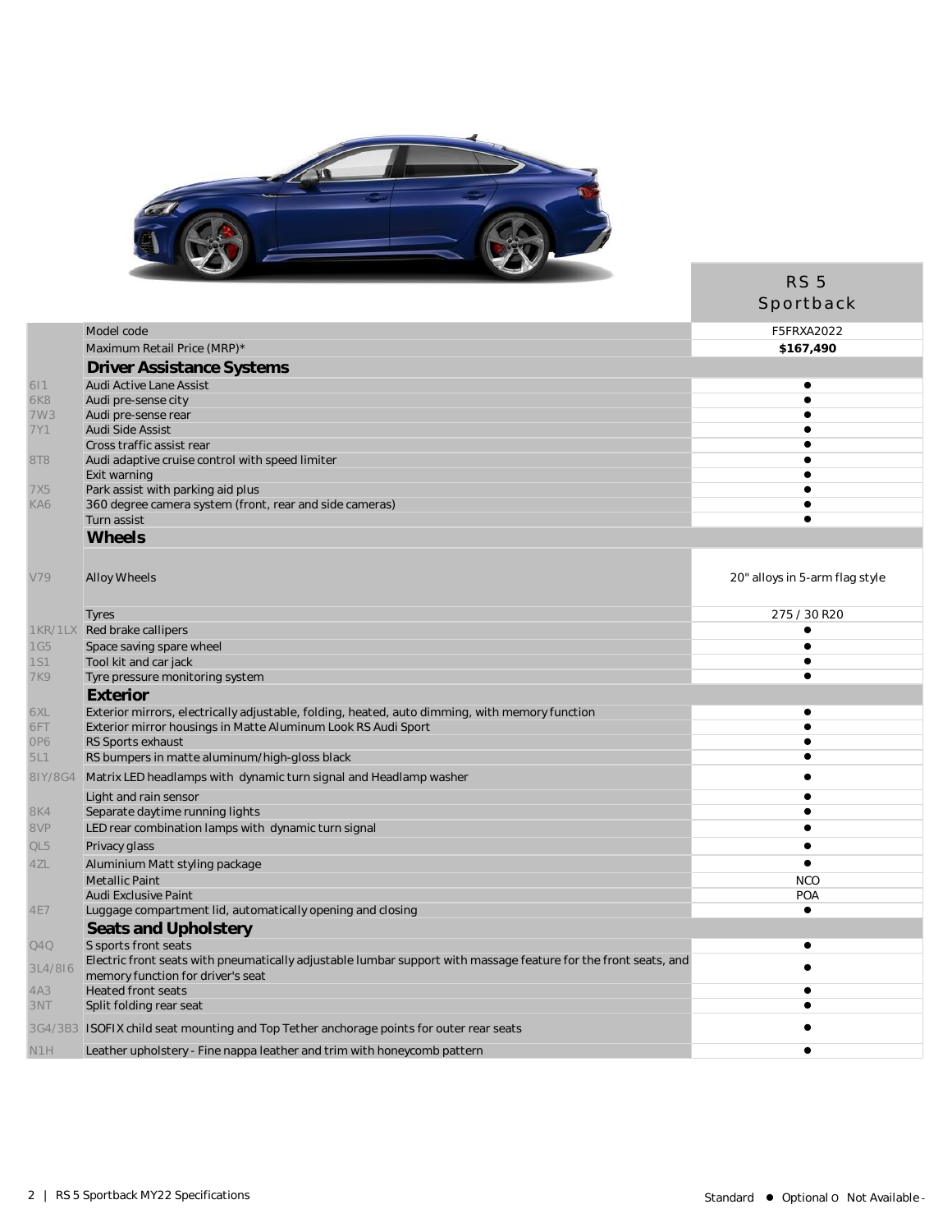| | | RS 5 Sportback |
|---|---|---|
| | Model code | F5FRXA2022 |
| | Maximum Retail Price (MRP)* | **$167,490** |
| | **Driver Assistance Systems** | |
| 6I1 | Audi Active Lane Assist | ● |
| 6K8 | Audi pre-sense city | ● |
| 7W3 | Audi pre-sense rear | ● |
| 7Y1 | Audi Side Assist | ● |
| | Cross traffic assist rear | ● |
| 8T8 | Audi adaptive cruise control with speed limiter | ● |
| | Exit warning | ● |
| 7X5 | Park assist with parking aid plus | ● |
| KA6 | 360 degree camera system (front, rear and side cameras) | ● |
| | Turn assist | ● |
| | **Wheels** | |
| V79 | Alloy Wheels | 20" alloys in 5-arm flag style |
| | Tyres | 275 / 30 R20 |
| 1KR/1LX | Red brake callipers | ● |
| 1G5 | Space saving spare wheel | ● |
| 1S1 | Tool kit and car jack | ● |
| 7K9 | Tyre pressure monitoring system | ● |
| | **Exterior** | |
| 6XL | Exterior mirrors, electrically adjustable, folding, heated, auto dimming, with memory function | ● |
| 6FT | Exterior mirror housings in Matte Aluminum Look RS Audi Sport | ● |
| 0P6 | RS Sports exhaust | ● |
| 5L1 | RS bumpers in matte aluminum/high-gloss black | ● |
| 8IY/8G4 | Matrix LED headlamps with dynamic turn signal and Headlamp washer | ● |
| | Light and rain sensor | ● |
| 8K4 | Separate daytime running lights | ● |
| 8VP | LED rear combination lamps with dynamic turn signal | ● |
| QL5 | Privacy glass | ● |
| 4ZL | Aluminium Matt styling package | ● |
| | Metallic Paint | NCO |
| | Audi Exclusive Paint | POA |
| 4E7 | Luggage compartment lid, automatically opening and closing | ● |
| | **Seats and Upholstery** | |
| Q4Q | S sports front seats | ● |
| 3L4/8I6 | Electric front seats with pneumatically adjustable lumbar support with massage feature for the front seats, and memory function for driver's seat | ● |
| 4A3 | Heated front seats | ● |
| 3NT | Split folding rear seat | ● |
| 3G4/3B3 | ISOFIX child seat mounting and Top Tether anchorage points for outer rear seats | ● |
| N1H | Leather upholstery - Fine nappa leather and trim with honeycomb pattern | ● |

Standard ● Optional o Not Available -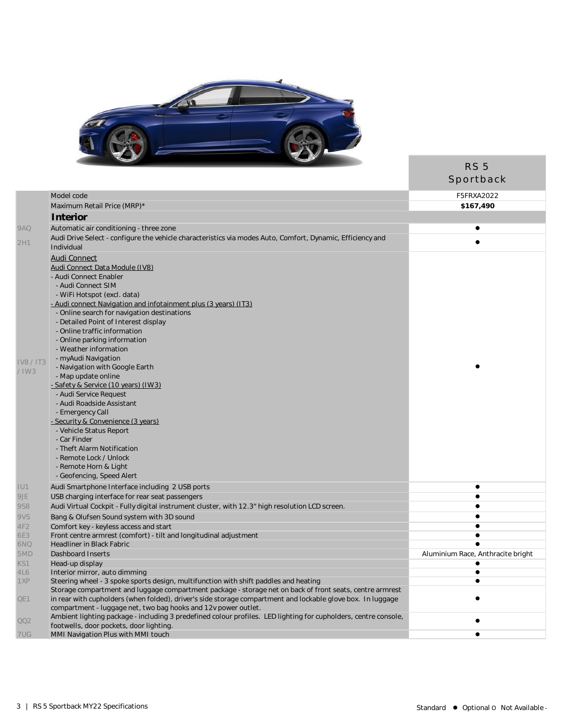| | | RS 5 Sportback |
|---|---|---|
| | Model code | F5FRXA2022 |
| | Maximum Retail Price (MRP)* | **$167,490** |
| | **Interior** | |
| 9AQ | Automatic air conditioning - three zone | ● |
| 2H1 | Audi Drive Select - configure the vehicle characteristics via modes Auto, Comfort, Dynamic, Efficiency and Individual | ● |
| IV8 / IT3 / IW3 | Audi Connect<br>Audi Connect Data Module (IV8)<br>- Audi Connect Enabler<br>- Audi Connect SIM<br>- WiFi Hotspot (excl. data)<br>- Audi connect Navigation and infotainment plus (3 years) (IT3)<br>- Online search for navigation destinations<br>- Detailed Point of Interest display<br>- Online traffic information<br>- Online parking information<br>- Weather information<br>- myAudi Navigation<br>- Navigation with Google Earth<br>- Map update online<br>- Safety & Service (10 years) (IW3)<br>- Audi Service Request<br>- Audi Roadside Assistant<br>- Emergency Call<br>- Security & Convenience (3 years)<br>- Vehicle Status Report<br>- Car Finder<br>- Theft Alarm Notification<br>- Remote Lock / Unlock<br>- Remote Horn & Light<br>- Geofencing, Speed Alert | ● |
| IU1 | Audi Smartphone Interface including 2 USB ports | ● |
| 9JE | USB charging interface for rear seat passengers | ● |
| 9S8 | Audi Virtual Cockpit - Fully digital instrument cluster, with 12.3" high resolution LCD screen. | ● |
| 9VS | Bang & Olufsen Sound system with 3D sound | ● |
| 4F2 | Comfort key - keyless access and start | ● |
| 6E3 | Front centre armrest (comfort) - tilt and longitudinal adjustment | ● |
| 6NQ | Headliner in Black Fabric | ● |
| 5MD | Dashboard Inserts | Aluminium Race, Anthracite bright |
| KS1 | Head-up display | ● |
| 4L6 | Interior mirror, auto dimming | ● |
| 1XP | Steering wheel - 3 spoke sports design, multifunction with shift paddles and heating | ● |
| QE1 | Storage compartment and luggage compartment package - storage net on back of front seats, centre armrest in rear with cupholders (when folded), driver's side storage compartment and lockable glove box. In luggage compartment - luggage net, two bag hooks and 12v power outlet. | ● |
| QQ2 | Ambient lighting package - including 3 predefined colour profiles. LED lighting for cupholders, centre console, footwells, door pockets, door lighting. | ● |
| 7UG | MMI Navigation Plus with MMI touch | ● |

Standard ● Optional o Not Available -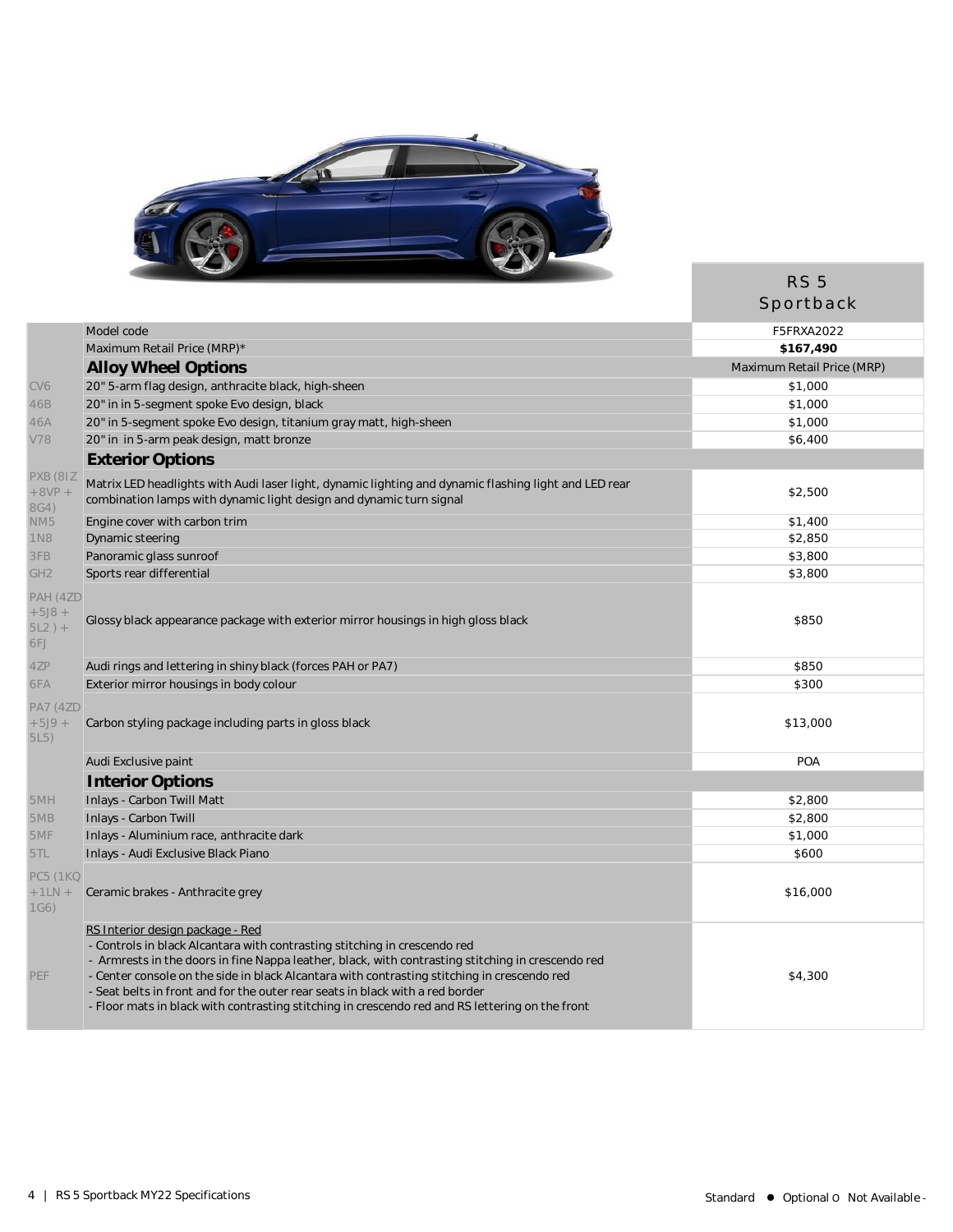| | | RS 5 Sportback |
|---|---|---|
| | Model code | F5FRXA2022 |
| | Maximum Retail Price (MRP)* | **$167,490** |
| | **Alloy Wheel Options** | Maximum Retail Price (MRP) |
| CV6 | 20" 5-arm flag design, anthracite black, high-sheen | $1,000 |
| 46B | 20" in in 5-segment spoke Evo design, black | $1,000 |
| 46A | 20" in 5-segment spoke Evo design, titanium gray matt, high-sheen | $1,000 |
| V78 | 20" in in 5-arm peak design, matt bronze | $6,400 |
| | **Exterior Options** | |
| PXB (8IZ +8VP + 8G4) | Matrix LED headlights with Audi laser light, dynamic lighting and dynamic flashing light and LED rear combination lamps with dynamic light design and dynamic turn signal | $2,500 |
| NM5 | Engine cover with carbon trim | $1,400 |
| 1N8 | Dynamic steering | $2,850 |
| 3FB | Panoramic glass sunroof | $3,800 |
| GH2 | Sports rear differential | $3,800 |
| PAH (4ZD +5J8 + 5L2 ) + 6FJ | Glossy black appearance package with exterior mirror housings in high gloss black | $850 |
| 4ZP | Audi rings and lettering in shiny black (forces PAH or PA7) | $850 |
| 6FA | Exterior mirror housings in body colour | $300 |
| PA7 (4ZD +5J9 + 5L5) | Carbon styling package including parts in gloss black | $13,000 |
| | Audi Exclusive paint | POA |
| | **Interior Options** | |
| 5MH | Inlays - Carbon Twill Matt | $2,800 |
| 5MB | Inlays - Carbon Twill | $2,800 |
| 5MF | Inlays - Aluminium race, anthracite dark | $1,000 |
| 5TL | Inlays - Audi Exclusive Black Piano | $600 |
| PC5 (1KQ +1LN + 1G6) | Ceramic brakes - Anthracite grey | $16,000 |
| PEF | RS Interior design package - Red<br>- Controls in black Alcantara with contrasting stitching in crescendo red<br>- Armrests in the doors in fine Nappa leather, black, with contrasting stitching in crescendo red<br>- Center console on the side in black Alcantara with contrasting stitching in crescendo red<br>- Seat belts in front and for the outer rear seats in black with a red border<br>- Floor mats in black with contrasting stitching in crescendo red and RS lettering on the front | $4,300 |

Standard ● Optional o Not Available -